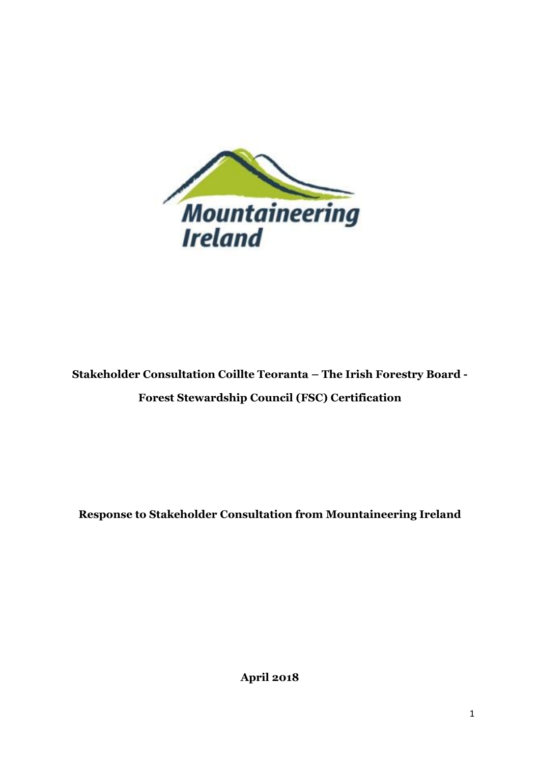**Stakeholder Consultation Coillte Teoranta – The Irish Forestry Board - Forest Stewardship Council (FSC) Certification**

**Response to Stakeholder Consultation from Mountaineering Ireland**

**April 2018**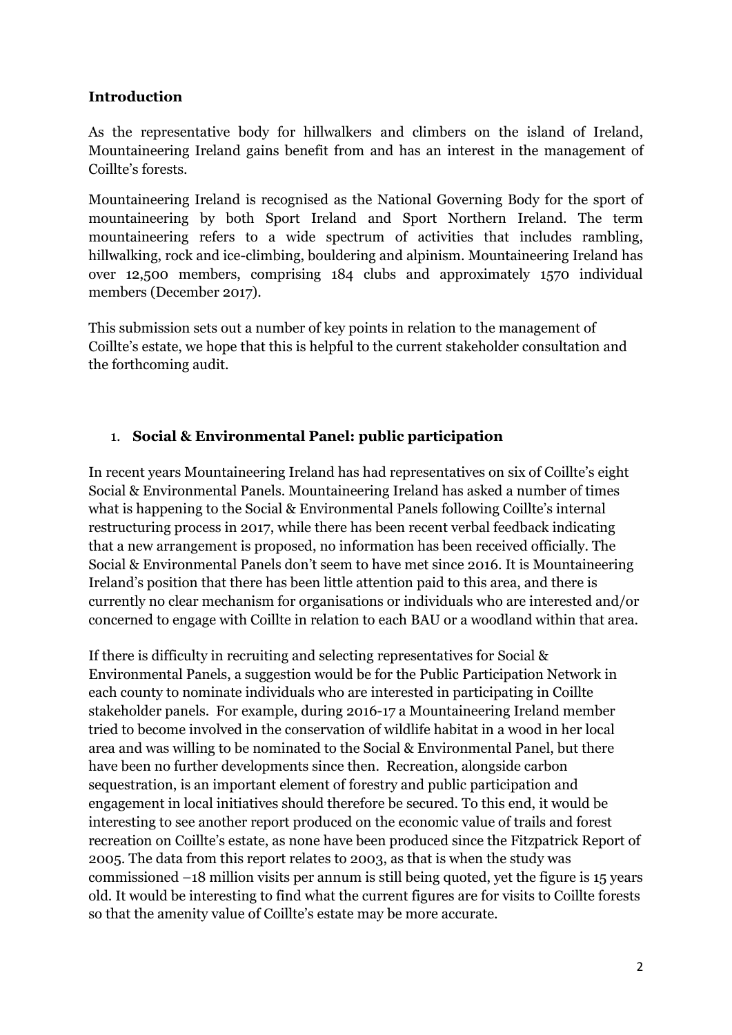## Introduction

As the representative body for hillwalkers and climbers on the island of Ireland, Mountaineering Ireland gains benefit from and has an interest in the management of Coillte's forests.

Mountaineering Ireland is recognised as the National Governing Body for the sport of mountaineering by both Sport Ireland and Sport Northern Ireland. The term mountaineering refers to a wide spectrum of activities that includes rambling, hillwalking, rock and ice-climbing, bouldering and alpinism. Mountaineering Ireland has over 12,500 members, comprising 184 clubs and approximately 1570 individual members (December 2017).

This submission sets out a number of key points in relation to the management of Coillte's estate, we hope that this is helpful to the current stakeholder consultation and the forthcoming audit.

### 1. **Social & Environmental Panel: public participation**

In recent years Mountaineering Ireland has had representatives on six of Coillte's eight Social & Environmental Panels. Mountaineering Ireland has asked a number of times what is happening to the Social & Environmental Panels following Coillte's internal restructuring process in 2017, while there has been recent verbal feedback indicating that a new arrangement is proposed, no information has been received officially. The Social & Environmental Panels don't seem to have met since 2016. It is Mountaineering Ireland's position that there has been little attention paid to this area, and there is currently no clear mechanism for organisations or individuals who are interested and/or concerned to engage with Coillte in relation to each BAU or a woodland within that area.

If there is difficulty in recruiting and selecting representatives for Social & Environmental Panels, a suggestion would be for the Public Participation Network in each county to nominate individuals who are interested in participating in Coillte stakeholder panels. For example, during 2016-17 a Mountaineering Ireland member tried to become involved in the conservation of wildlife habitat in a wood in her local area and was willing to be nominated to the Social & Environmental Panel, but there have been no further developments since then. Recreation, alongside carbon sequestration, is an important element of forestry and public participation and engagement in local initiatives should therefore be secured. To this end, it would be interesting to see another report produced on the economic value of trails and forest recreation on Coillte's estate, as none have been produced since the Fitzpatrick Report of 2005. The data from this report relates to 2003, as that is when the study was commissioned –18 million visits per annum is still being quoted, yet the figure is 15 years old. It would be interesting to find what the current figures are for visits to Coillte forests so that the amenity value of Coillte's estate may be more accurate.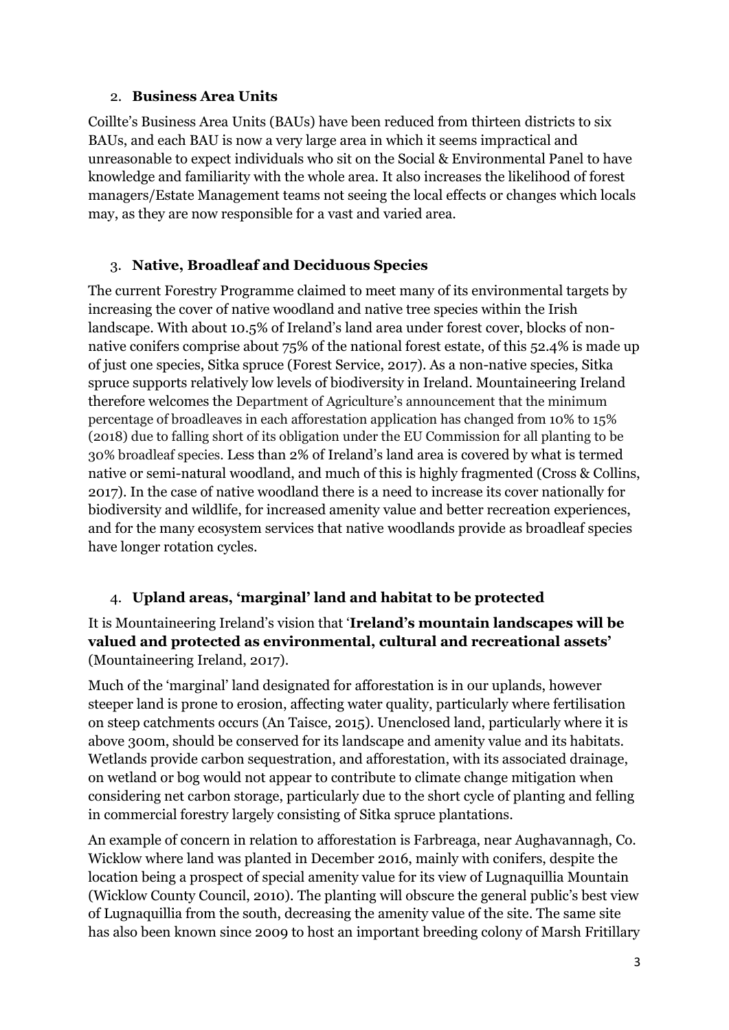## 2. **Business Area Units**

Coillte's Business Area Units (BAUs) have been reduced from thirteen districts to six BAUs, and each BAU is now a very large area in which it seems impractical and unreasonable to expect individuals who sit on the Social & Environmental Panel to have knowledge and familiarity with the whole area. It also increases the likelihood of forest managers/Estate Management teams not seeing the local effects or changes which locals may, as they are now responsible for a vast and varied area.

## 3. **Native, Broadleaf and Deciduous Species**

The current Forestry Programme claimed to meet many of its environmental targets by increasing the cover of native woodland and native tree species within the Irish landscape. With about 10.5% of Ireland's land area under forest cover, blocks of non-native conifers comprise about 75% of the national forest estate, of this 52.4% is made up of just one species, Sitka spruce (Forest Service, 2017). As a non-native species, Sitka spruce supports relatively low levels of biodiversity in Ireland. Mountaineering Ireland therefore welcomes the Department of Agriculture's announcement that the minimum percentage of broadleaves in each afforestation application has changed from 10% to 15% (2018) due to falling short of its obligation under the EU Commission for all planting to be 30% broadleaf species. Less than 2% of Ireland's land area is covered by what is termed native or semi-natural woodland, and much of this is highly fragmented (Cross & Collins, 2017). In the case of native woodland there is a need to increase its cover nationally for biodiversity and wildlife, for increased amenity value and better recreation experiences, and for the many ecosystem services that native woodlands provide as broadleaf species have longer rotation cycles.

## 4. **Upland areas, 'marginal' land and habitat to be protected**

It is Mountaineering Ireland's vision that '**Ireland's mountain landscapes will be valued and protected as environmental, cultural and recreational assets**' (Mountaineering Ireland, 2017).

Much of the 'marginal' land designated for afforestation is in our uplands, however steeper land is prone to erosion, affecting water quality, particularly where fertilisation on steep catchments occurs (An Taisce, 2015). Unenclosed land, particularly where it is above 300m, should be conserved for its landscape and amenity value and its habitats. Wetlands provide carbon sequestration, and afforestation, with its associated drainage, on wetland or bog would not appear to contribute to climate change mitigation when considering net carbon storage, particularly due to the short cycle of planting and felling in commercial forestry largely consisting of Sitka spruce plantations.

An example of concern in relation to afforestation is Farbreaga, near Aughavannagh, Co. Wicklow where land was planted in December 2016, mainly with conifers, despite the location being a prospect of special amenity value for its view of Lugnaquillia Mountain (Wicklow County Council, 2010). The planting will obscure the general public's best view of Lugnaquillia from the south, decreasing the amenity value of the site. The same site has also been known since 2009 to host an important breeding colony of Marsh Fritillary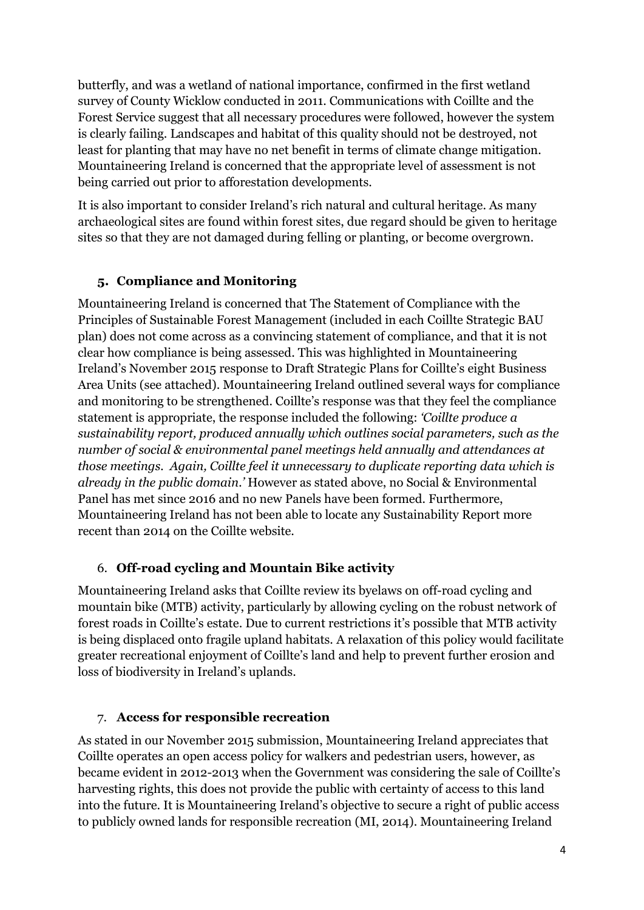butterfly, and was a wetland of national importance, confirmed in the first wetland survey of County Wicklow conducted in 2011. Communications with Coillte and the Forest Service suggest that all necessary procedures were followed, however the system is clearly failing. Landscapes and habitat of this quality should not be destroyed, not least for planting that may have no net benefit in terms of climate change mitigation. Mountaineering Ireland is concerned that the appropriate level of assessment is not being carried out prior to afforestation developments.

It is also important to consider Ireland's rich natural and cultural heritage. As many archaeological sites are found within forest sites, due regard should be given to heritage sites so that they are not damaged during felling or planting, or become overgrown.

## 5. Compliance and Monitoring

Mountaineering Ireland is concerned that The Statement of Compliance with the Principles of Sustainable Forest Management (included in each Coillte Strategic BAU plan) does not come across as a convincing statement of compliance, and that it is not clear how compliance is being assessed. This was highlighted in Mountaineering Ireland's November 2015 response to Draft Strategic Plans for Coillte's eight Business Area Units (see attached). Mountaineering Ireland outlined several ways for compliance and monitoring to be strengthened. Coillte's response was that they feel the compliance statement is appropriate, the response included the following: *'Coillte produce a sustainability report, produced annually which outlines social parameters, such as the number of social & environmental panel meetings held annually and attendances at those meetings. Again, Coillte feel it unnecessary to duplicate reporting data which is already in the public domain.'* However as stated above, no Social & Environmental Panel has met since 2016 and no new Panels have been formed. Furthermore, Mountaineering Ireland has not been able to locate any Sustainability Report more recent than 2014 on the Coillte website.

## 6. Off-road cycling and Mountain Bike activity

Mountaineering Ireland asks that Coillte review its byelaws on off-road cycling and mountain bike (MTB) activity, particularly by allowing cycling on the robust network of forest roads in Coillte's estate. Due to current restrictions it's possible that MTB activity is being displaced onto fragile upland habitats. A relaxation of this policy would facilitate greater recreational enjoyment of Coillte's land and help to prevent further erosion and loss of biodiversity in Ireland's uplands.

## 7. Access for responsible recreation

As stated in our November 2015 submission, Mountaineering Ireland appreciates that Coillte operates an open access policy for walkers and pedestrian users, however, as became evident in 2012-2013 when the Government was considering the sale of Coillte's harvesting rights, this does not provide the public with certainty of access to this land into the future. It is Mountaineering Ireland's objective to secure a right of public access to publicly owned lands for responsible recreation (MI, 2014). Mountaineering Ireland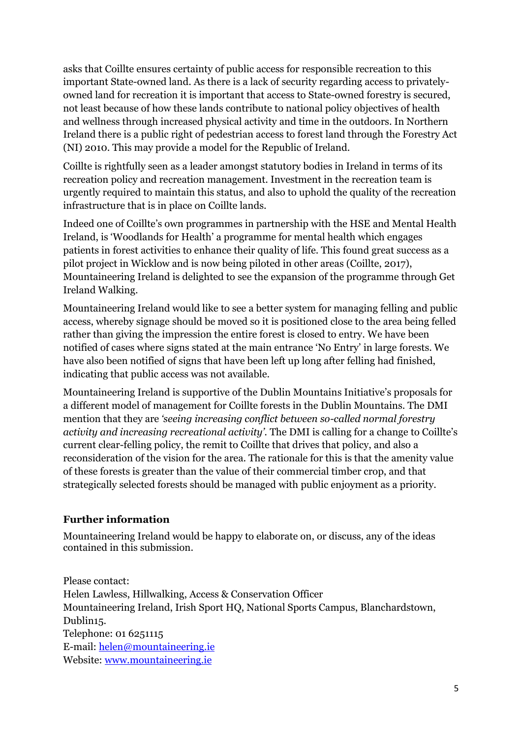asks that Coillte ensures certainty of public access for responsible recreation to this important State-owned land. As there is a lack of security regarding access to privately-owned land for recreation it is important that access to State-owned forestry is secured, not least because of how these lands contribute to national policy objectives of health and wellness through increased physical activity and time in the outdoors. In Northern Ireland there is a public right of pedestrian access to forest land through the Forestry Act (NI) 2010. This may provide a model for the Republic of Ireland.

Coillte is rightfully seen as a leader amongst statutory bodies in Ireland in terms of its recreation policy and recreation management. Investment in the recreation team is urgently required to maintain this status, and also to uphold the quality of the recreation infrastructure that is in place on Coillte lands.

Indeed one of Coillte's own programmes in partnership with the HSE and Mental Health Ireland, is 'Woodlands for Health' a programme for mental health which engages patients in forest activities to enhance their quality of life. This found great success as a pilot project in Wicklow and is now being piloted in other areas (Coillte, 2017), Mountaineering Ireland is delighted to see the expansion of the programme through Get Ireland Walking.

Mountaineering Ireland would like to see a better system for managing felling and public access, whereby signage should be moved so it is positioned close to the area being felled rather than giving the impression the entire forest is closed to entry. We have been notified of cases where signs stated at the main entrance 'No Entry' in large forests. We have also been notified of signs that have been left up long after felling had finished, indicating that public access was not available.

Mountaineering Ireland is supportive of the Dublin Mountains Initiative's proposals for a different model of management for Coillte forests in the Dublin Mountains. The DMI mention that they are *'seeing increasing conflict between so-called normal forestry activity and increasing recreational activity'*. The DMI is calling for a change to Coillte's current clear-felling policy, the remit to Coillte that drives that policy, and also a reconsideration of the vision for the area. The rationale for this is that the amenity value of these forests is greater than the value of their commercial timber crop, and that strategically selected forests should be managed with public enjoyment as a priority.

## Further information

Mountaineering Ireland would be happy to elaborate on, or discuss, any of the ideas contained in this submission.

Please contact:
Helen Lawless, Hillwalking, Access & Conservation Officer
Mountaineering Ireland, Irish Sport HQ, National Sports Campus, Blanchardstown, Dublin15.
Telephone: 01 6251115
E-mail: [helen@mountaineering.ie](mailto:helen@mountaineering.ie)
Website: [www.mountaineering.ie](http://www.mountaineering.ie)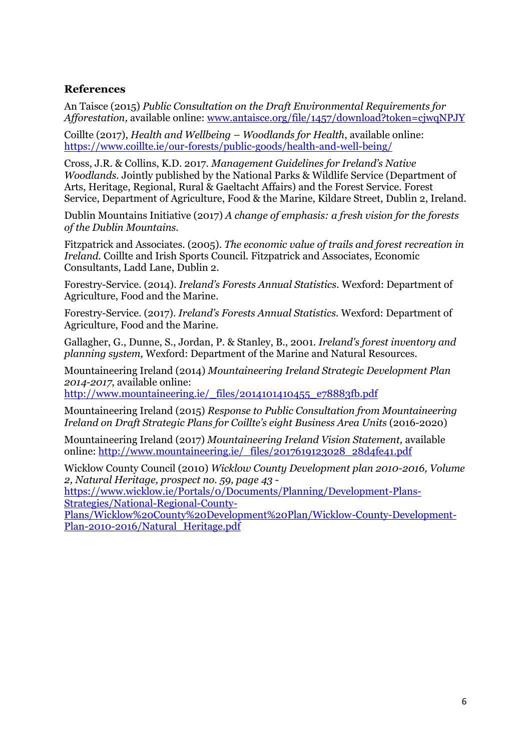### References

An Taisce (2015) *Public Consultation on the Draft Environmental Requirements for Afforestation,* available online: www.antaisce.org/file/1457/download?token=cjwqNPJY

Coillte (2017), *Health and Wellbeing – Woodlands for Health*, available online: https://www.coillte.ie/our-forests/public-goods/health-and-well-being/

Cross, J.R. & Collins, K.D. 2017. *Management Guidelines for Ireland's Native Woodlands.* Jointly published by the National Parks & Wildlife Service (Department of Arts, Heritage, Regional, Rural & Gaeltacht Affairs) and the Forest Service. Forest Service, Department of Agriculture, Food & the Marine, Kildare Street, Dublin 2, Ireland.

Dublin Mountains Initiative (2017) *A change of emphasis: a fresh vision for the forests of the Dublin Mountains.*

Fitzpatrick and Associates. (2005). *The economic value of trails and forest recreation in Ireland.* Coillte and Irish Sports Council. Fitzpatrick and Associates, Economic Consultants, Ladd Lane, Dublin 2.

Forestry-Service. (2014). *Ireland's Forests Annual Statistics.* Wexford: Department of Agriculture, Food and the Marine.

Forestry-Service. (2017). *Ireland's Forests Annual Statistics.* Wexford: Department of Agriculture, Food and the Marine.

Gallagher, G., Dunne, S., Jordan, P. & Stanley, B., 2001. *Ireland's forest inventory and planning system,* Wexford: Department of the Marine and Natural Resources.

Mountaineering Ireland (2014) *Mountaineering Ireland Strategic Development Plan 2014-2017*, available online: http://www.mountaineering.ie/_files/2014101410455_e78883fb.pdf

Mountaineering Ireland (2015) *Response to Public Consultation from Mountaineering Ireland on Draft Strategic Plans for Coillte's eight Business Area Units* (2016-2020)

Mountaineering Ireland (2017) *Mountaineering Ireland Vision Statement,* available online: http://www.mountaineering.ie/_files/2017619123028_28d4fe41.pdf

Wicklow County Council (2010) *Wicklow County Development plan 2010-2016, Volume 2, Natural Heritage, prospect no. 59, page 43* - https://www.wicklow.ie/Portals/0/Documents/Planning/Development-Plans-Strategies/National-Regional-County-Plans/Wicklow%20County%20Development%20Plan/Wicklow-County-Development-Plan-2010-2016/Natural_Heritage.pdf